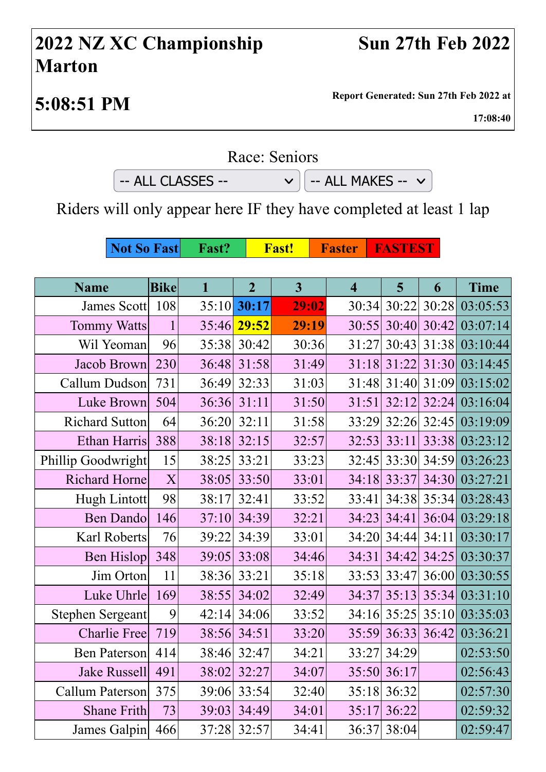# 2022 NZ XC Championship Marton

# Sun 27th Feb 2022

## 5:08:51 PM

**Report Generated: Sun 27th Feb 2022 at 17:08:40**

Race: Seniors

-- ALL CLASSES -- -- ALL MAKES --

Riders will only appear here IF they have completed at least 1 lap

| Not So Fast | Fast? | Fast! | Faster | FASTEST |
|---|---|---|---|---|

| Name | Bike | 1 | 2 | 3 | 4 | 5 | 6 | Time |
|---|---|---|---|---|---|---|---|---|
| James Scott | 108 | 35:10 | **30:17** | **29:02** | 30:34 | 30:22 | 30:28 | 03:05:53 |
| Tommy Watts | 1 | 35:46 | **29:52** | **29:19** | 30:55 | 30:40 | 30:42 | 03:07:14 |
| Wil Yeoman | 96 | 35:38 | 30:42 | 30:36 | 31:27 | 30:43 | 31:38 | 03:10:44 |
| Jacob Brown | 230 | 36:48 | 31:58 | 31:49 | 31:18 | 31:22 | 31:30 | 03:14:45 |
| Callum Dudson | 731 | 36:49 | 32:33 | 31:03 | 31:48 | 31:40 | 31:09 | 03:15:02 |
| Luke Brown | 504 | 36:36 | 31:11 | 31:50 | 31:51 | 32:12 | 32:24 | 03:16:04 |
| Richard Sutton | 64 | 36:20 | 32:11 | 31:58 | 33:29 | 32:26 | 32:45 | 03:19:09 |
| Ethan Harris | 388 | 38:18 | 32:15 | 32:57 | 32:53 | 33:11 | 33:38 | 03:23:12 |
| Phillip Goodwright | 15 | 38:25 | 33:21 | 33:23 | 32:45 | 33:30 | 34:59 | 03:26:23 |
| Richard Horne | X | 38:05 | 33:50 | 33:01 | 34:18 | 33:37 | 34:30 | 03:27:21 |
| Hugh Lintott | 98 | 38:17 | 32:41 | 33:52 | 33:41 | 34:38 | 35:34 | 03:28:43 |
| Ben Dando | 146 | 37:10 | 34:39 | 32:21 | 34:23 | 34:41 | 36:04 | 03:29:18 |
| Karl Roberts | 76 | 39:22 | 34:39 | 33:01 | 34:20 | 34:44 | 34:11 | 03:30:17 |
| Ben Hislop | 348 | 39:05 | 33:08 | 34:46 | 34:31 | 34:42 | 34:25 | 03:30:37 |
| Jim Orton | 11 | 38:36 | 33:21 | 35:18 | 33:53 | 33:47 | 36:00 | 03:30:55 |
| Luke Uhrle | 169 | 38:55 | 34:02 | 32:49 | 34:37 | 35:13 | 35:34 | 03:31:10 |
| Stephen Sergeant | 9 | 42:14 | 34:06 | 33:52 | 34:16 | 35:25 | 35:10 | 03:35:03 |
| Charlie Free | 719 | 38:56 | 34:51 | 33:20 | 35:59 | 36:33 | 36:42 | 03:36:21 |
| Ben Paterson | 414 | 38:46 | 32:47 | 34:21 | 33:27 | 34:29 | | 02:53:50 |
| Jake Russell | 491 | 38:02 | 32:27 | 34:07 | 35:50 | 36:17 | | 02:56:43 |
| Callum Paterson | 375 | 39:06 | 33:54 | 32:40 | 35:18 | 36:32 | | 02:57:30 |
| Shane Frith | 73 | 39:03 | 34:49 | 34:01 | 35:17 | 36:22 | | 02:59:32 |
| James Galpin | 466 | 37:28 | 32:57 | 34:41 | 36:37 | 38:04 | | 02:59:47 |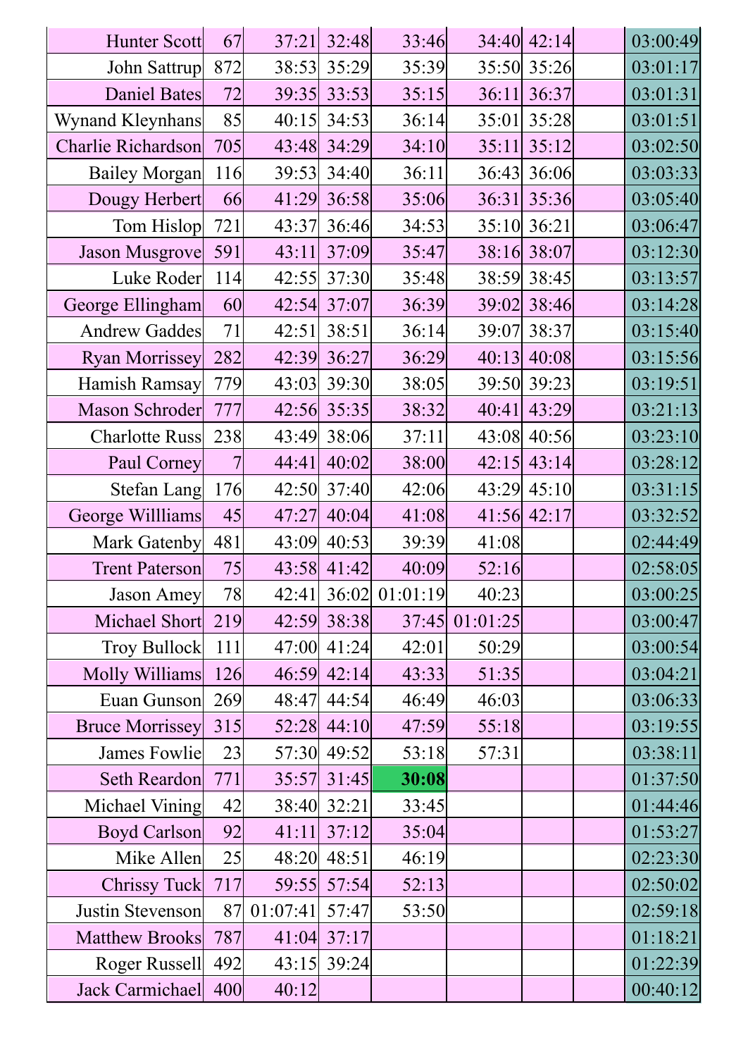| | | | | | | | | |
|---|---|---|---|---|---|---|---|---|
| Hunter Scott | 67 | 37:21 | 32:48 | 33:46 | 34:40 | 42:14 | | 03:00:49 |
| John Sattrup | 872 | 38:53 | 35:29 | 35:39 | 35:50 | 35:26 | | 03:01:17 |
| Daniel Bates | 72 | 39:35 | 33:53 | 35:15 | 36:11 | 36:37 | | 03:01:31 |
| Wynand Kleynhans | 85 | 40:15 | 34:53 | 36:14 | 35:01 | 35:28 | | 03:01:51 |
| Charlie Richardson | 705 | 43:48 | 34:29 | 34:10 | 35:11 | 35:12 | | 03:02:50 |
| Bailey Morgan | 116 | 39:53 | 34:40 | 36:11 | 36:43 | 36:06 | | 03:03:33 |
| Dougy Herbert | 66 | 41:29 | 36:58 | 35:06 | 36:31 | 35:36 | | 03:05:40 |
| Tom Hislop | 721 | 43:37 | 36:46 | 34:53 | 35:10 | 36:21 | | 03:06:47 |
| Jason Musgrove | 591 | 43:11 | 37:09 | 35:47 | 38:16 | 38:07 | | 03:12:30 |
| Luke Roder | 114 | 42:55 | 37:30 | 35:48 | 38:59 | 38:45 | | 03:13:57 |
| George Ellingham | 60 | 42:54 | 37:07 | 36:39 | 39:02 | 38:46 | | 03:14:28 |
| Andrew Gaddes | 71 | 42:51 | 38:51 | 36:14 | 39:07 | 38:37 | | 03:15:40 |
| Ryan Morrissey | 282 | 42:39 | 36:27 | 36:29 | 40:13 | 40:08 | | 03:15:56 |
| Hamish Ramsay | 779 | 43:03 | 39:30 | 38:05 | 39:50 | 39:23 | | 03:19:51 |
| Mason Schroder | 777 | 42:56 | 35:35 | 38:32 | 40:41 | 43:29 | | 03:21:13 |
| Charlotte Russ | 238 | 43:49 | 38:06 | 37:11 | 43:08 | 40:56 | | 03:23:10 |
| Paul Corney | 7 | 44:41 | 40:02 | 38:00 | 42:15 | 43:14 | | 03:28:12 |
| Stefan Lang | 176 | 42:50 | 37:40 | 42:06 | 43:29 | 45:10 | | 03:31:15 |
| George Willliams | 45 | 47:27 | 40:04 | 41:08 | 41:56 | 42:17 | | 03:32:52 |
| Mark Gatenby | 481 | 43:09 | 40:53 | 39:39 | 41:08 | | | 02:44:49 |
| Trent Paterson | 75 | 43:58 | 41:42 | 40:09 | 52:16 | | | 02:58:05 |
| Jason Amey | 78 | 42:41 | 36:02 | 01:01:19 | 40:23 | | | 03:00:25 |
| Michael Short | 219 | 42:59 | 38:38 | 37:45 | 01:01:25 | | | 03:00:47 |
| Troy Bullock | 111 | 47:00 | 41:24 | 42:01 | 50:29 | | | 03:00:54 |
| Molly Williams | 126 | 46:59 | 42:14 | 43:33 | 51:35 | | | 03:04:21 |
| Euan Gunson | 269 | 48:47 | 44:54 | 46:49 | 46:03 | | | 03:06:33 |
| Bruce Morrissey | 315 | 52:28 | 44:10 | 47:59 | 55:18 | | | 03:19:55 |
| James Fowlie | 23 | 57:30 | 49:52 | 53:18 | 57:31 | | | 03:38:11 |
| Seth Reardon | 771 | 35:57 | 31:45 | **30:08** | | | | 01:37:50 |
| Michael Vining | 42 | 38:40 | 32:21 | 33:45 | | | | 01:44:46 |
| Boyd Carlson | 92 | 41:11 | 37:12 | 35:04 | | | | 01:53:27 |
| Mike Allen | 25 | 48:20 | 48:51 | 46:19 | | | | 02:23:30 |
| Chrissy Tuck | 717 | 59:55 | 57:54 | 52:13 | | | | 02:50:02 |
| Justin Stevenson | 87 | 01:07:41 | 57:47 | 53:50 | | | | 02:59:18 |
| Matthew Brooks | 787 | 41:04 | 37:17 | | | | | 01:18:21 |
| Roger Russell | 492 | 43:15 | 39:24 | | | | | 01:22:39 |
| Jack Carmichael | 400 | 40:12 | | | | | | 00:40:12 |